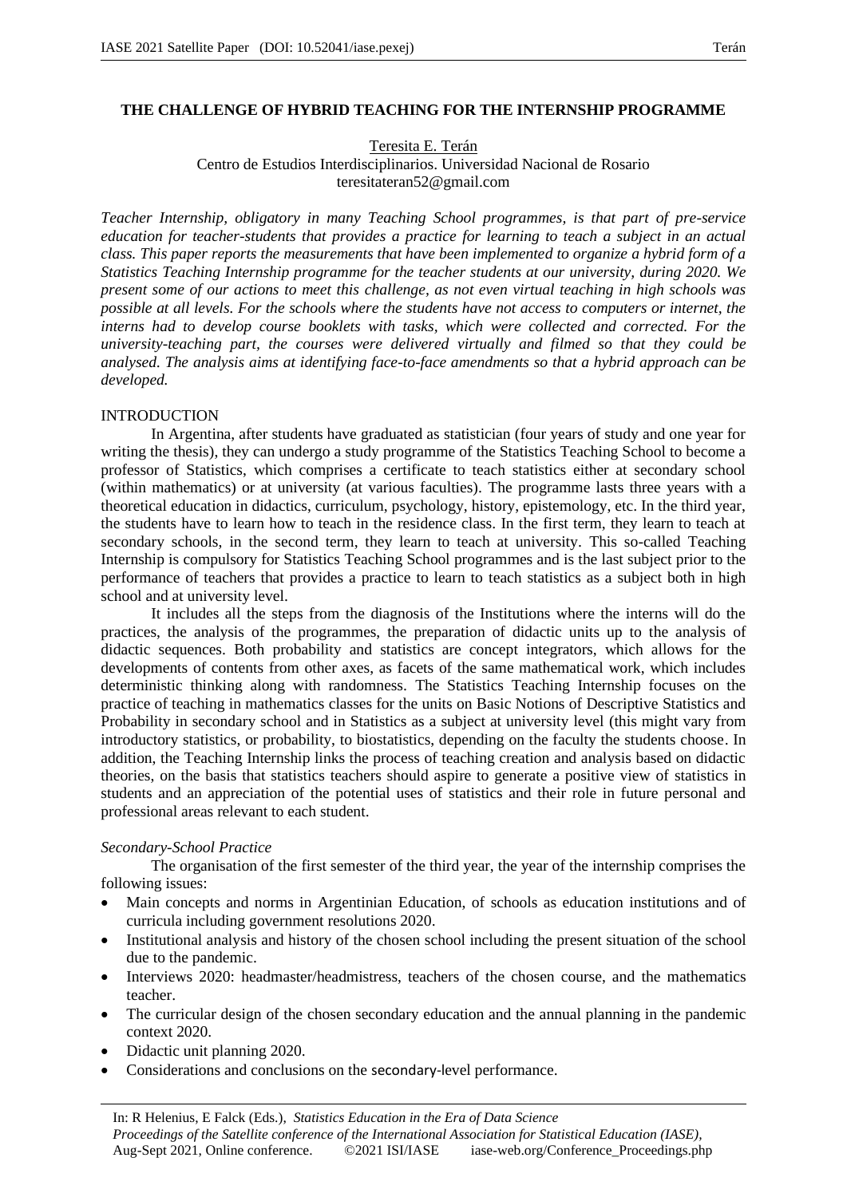# THE CHALLENGE OF HYBRID TEACHING FOR THE INTERNSHIP PROGRAMME

Teresita E. Terán
Centro de Estudios Interdisciplinarios. Universidad Nacional de Rosario
teresitateran52@gmail.com

*Teacher Internship, obligatory in many Teaching School programmes, is that part of pre-service education for teacher-students that provides a practice for learning to teach a subject in an actual class. This paper reports the measurements that have been implemented to organize a hybrid form of a Statistics Teaching Internship programme for the teacher students at our university, during 2020. We present some of our actions to meet this challenge, as not even virtual teaching in high schools was possible at all levels. For the schools where the students have not access to computers or internet, the interns had to develop course booklets with tasks, which were collected and corrected. For the university-teaching part, the courses were delivered virtually and filmed so that they could be analysed. The analysis aims at identifying face-to-face amendments so that a hybrid approach can be developed.*

## INTRODUCTION

In Argentina, after students have graduated as statistician (four years of study and one year for writing the thesis), they can undergo a study programme of the Statistics Teaching School to become a professor of Statistics, which comprises a certificate to teach statistics either at secondary school (within mathematics) or at university (at various faculties). The programme lasts three years with a theoretical education in didactics, curriculum, psychology, history, epistemology, etc. In the third year, the students have to learn how to teach in the residence class. In the first term, they learn to teach at secondary schools, in the second term, they learn to teach at university. This so-called Teaching Internship is compulsory for Statistics Teaching School programmes and is the last subject prior to the performance of teachers that provides a practice to learn to teach statistics as a subject both in high school and at university level.

It includes all the steps from the diagnosis of the Institutions where the interns will do the practices, the analysis of the programmes, the preparation of didactic units up to the analysis of didactic sequences. Both probability and statistics are concept integrators, which allows for the developments of contents from other axes, as facets of the same mathematical work, which includes deterministic thinking along with randomness. The Statistics Teaching Internship focuses on the practice of teaching in mathematics classes for the units on Basic Notions of Descriptive Statistics and Probability in secondary school and in Statistics as a subject at university level (this might vary from introductory statistics, or probability, to biostatistics, depending on the faculty the students choose. In addition, the Teaching Internship links the process of teaching creation and analysis based on didactic theories, on the basis that statistics teachers should aspire to generate a positive view of statistics in students and an appreciation of the potential uses of statistics and their role in future personal and professional areas relevant to each student.

### *Secondary-School Practice*

The organisation of the first semester of the third year, the year of the internship comprises the following issues:

- Main concepts and norms in Argentinian Education, of schools as education institutions and of curricula including government resolutions 2020.
- Institutional analysis and history of the chosen school including the present situation of the school due to the pandemic.
- Interviews 2020: headmaster/headmistress, teachers of the chosen course, and the mathematics teacher.
- The curricular design of the chosen secondary education and the annual planning in the pandemic context 2020.
- Didactic unit planning 2020.
- Considerations and conclusions on the secondary-level performance.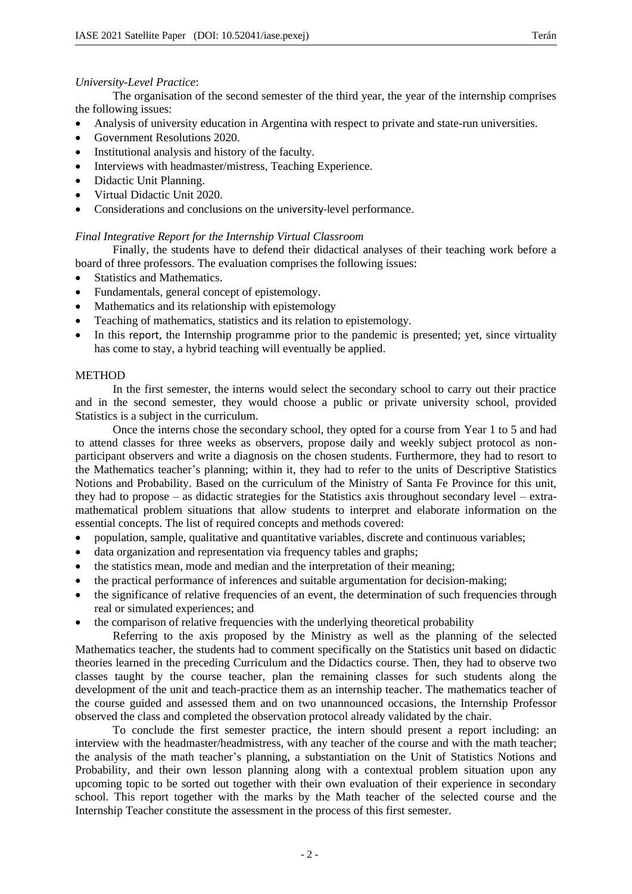*University-Level Practice*:

The organisation of the second semester of the third year, the year of the internship comprises the following issues:

- Analysis of university education in Argentina with respect to private and state-run universities.
- Government Resolutions 2020.
- Institutional analysis and history of the faculty.
- Interviews with headmaster/mistress, Teaching Experience.
- Didactic Unit Planning.
- Virtual Didactic Unit 2020.
- Considerations and conclusions on the university-level performance.

*Final Integrative Report for the Internship Virtual Classroom*

Finally, the students have to defend their didactical analyses of their teaching work before a board of three professors. The evaluation comprises the following issues:

- Statistics and Mathematics.
- Fundamentals, general concept of epistemology.
- Mathematics and its relationship with epistemology
- Teaching of mathematics, statistics and its relation to epistemology.
- In this report, the Internship programme prior to the pandemic is presented; yet, since virtuality has come to stay, a hybrid teaching will eventually be applied.

## METHOD

In the first semester, the interns would select the secondary school to carry out their practice and in the second semester, they would choose a public or private university school, provided Statistics is a subject in the curriculum.

Once the interns chose the secondary school, they opted for a course from Year 1 to 5 and had to attend classes for three weeks as observers, propose daily and weekly subject protocol as non-participant observers and write a diagnosis on the chosen students. Furthermore, they had to resort to the Mathematics teacher's planning; within it, they had to refer to the units of Descriptive Statistics Notions and Probability. Based on the curriculum of the Ministry of Santa Fe Province for this unit, they had to propose – as didactic strategies for the Statistics axis throughout secondary level – extra-mathematical problem situations that allow students to interpret and elaborate information on the essential concepts. The list of required concepts and methods covered:

- population, sample, qualitative and quantitative variables, discrete and continuous variables;
- data organization and representation via frequency tables and graphs;
- the statistics mean, mode and median and the interpretation of their meaning;
- the practical performance of inferences and suitable argumentation for decision-making;
- the significance of relative frequencies of an event, the determination of such frequencies through real or simulated experiences; and
- the comparison of relative frequencies with the underlying theoretical probability

Referring to the axis proposed by the Ministry as well as the planning of the selected Mathematics teacher, the students had to comment specifically on the Statistics unit based on didactic theories learned in the preceding Curriculum and the Didactics course. Then, they had to observe two classes taught by the course teacher, plan the remaining classes for such students along the development of the unit and teach-practice them as an internship teacher. The mathematics teacher of the course guided and assessed them and on two unannounced occasions, the Internship Professor observed the class and completed the observation protocol already validated by the chair.

To conclude the first semester practice, the intern should present a report including: an interview with the headmaster/headmistress, with any teacher of the course and with the math teacher; the analysis of the math teacher's planning, a substantiation on the Unit of Statistics Notions and Probability, and their own lesson planning along with a contextual problem situation upon any upcoming topic to be sorted out together with their own evaluation of their experience in secondary school. This report together with the marks by the Math teacher of the selected course and the Internship Teacher constitute the assessment in the process of this first semester.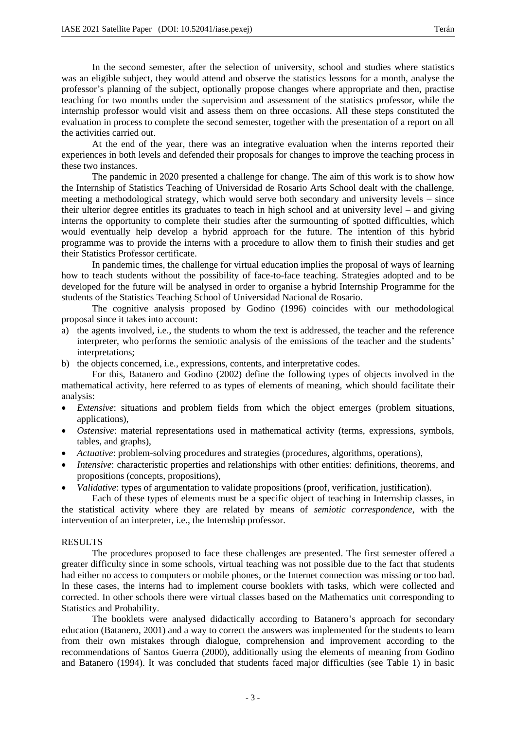In the second semester, after the selection of university, school and studies where statistics was an eligible subject, they would attend and observe the statistics lessons for a month, analyse the professor's planning of the subject, optionally propose changes where appropriate and then, practise teaching for two months under the supervision and assessment of the statistics professor, while the internship professor would visit and assess them on three occasions. All these steps constituted the evaluation in process to complete the second semester, together with the presentation of a report on all the activities carried out.

At the end of the year, there was an integrative evaluation when the interns reported their experiences in both levels and defended their proposals for changes to improve the teaching process in these two instances.

The pandemic in 2020 presented a challenge for change. The aim of this work is to show how the Internship of Statistics Teaching of Universidad de Rosario Arts School dealt with the challenge, meeting a methodological strategy, which would serve both secondary and university levels – since their ulterior degree entitles its graduates to teach in high school and at university level – and giving interns the opportunity to complete their studies after the surmounting of spotted difficulties, which would eventually help develop a hybrid approach for the future. The intention of this hybrid programme was to provide the interns with a procedure to allow them to finish their studies and get their Statistics Professor certificate.

In pandemic times, the challenge for virtual education implies the proposal of ways of learning how to teach students without the possibility of face-to-face teaching. Strategies adopted and to be developed for the future will be analysed in order to organise a hybrid Internship Programme for the students of the Statistics Teaching School of Universidad Nacional de Rosario.

The cognitive analysis proposed by Godino (1996) coincides with our methodological proposal since it takes into account:

a) the agents involved, i.e., the students to whom the text is addressed, the teacher and the reference interpreter, who performs the semiotic analysis of the emissions of the teacher and the students' interpretations;
b) the objects concerned, i.e., expressions, contents, and interpretative codes.

For this, Batanero and Godino (2002) define the following types of objects involved in the mathematical activity, here referred to as types of elements of meaning, which should facilitate their analysis:

- *Extensive*: situations and problem fields from which the object emerges (problem situations, applications),
- *Ostensive*: material representations used in mathematical activity (terms, expressions, symbols, tables, and graphs),
- *Actuative*: problem-solving procedures and strategies (procedures, algorithms, operations),
- *Intensive*: characteristic properties and relationships with other entities: definitions, theorems, and propositions (concepts, propositions),
- *Validative*: types of argumentation to validate propositions (proof, verification, justification).

Each of these types of elements must be a specific object of teaching in Internship classes, in the statistical activity where they are related by means of *semiotic correspondence*, with the intervention of an interpreter, i.e., the Internship professor.

## RESULTS

The procedures proposed to face these challenges are presented. The first semester offered a greater difficulty since in some schools, virtual teaching was not possible due to the fact that students had either no access to computers or mobile phones, or the Internet connection was missing or too bad. In these cases, the interns had to implement course booklets with tasks, which were collected and corrected. In other schools there were virtual classes based on the Mathematics unit corresponding to Statistics and Probability.

The booklets were analysed didactically according to Batanero's approach for secondary education (Batanero, 2001) and a way to correct the answers was implemented for the students to learn from their own mistakes through dialogue, comprehension and improvement according to the recommendations of Santos Guerra (2000), additionally using the elements of meaning from Godino and Batanero (1994). It was concluded that students faced major difficulties (see Table 1) in basic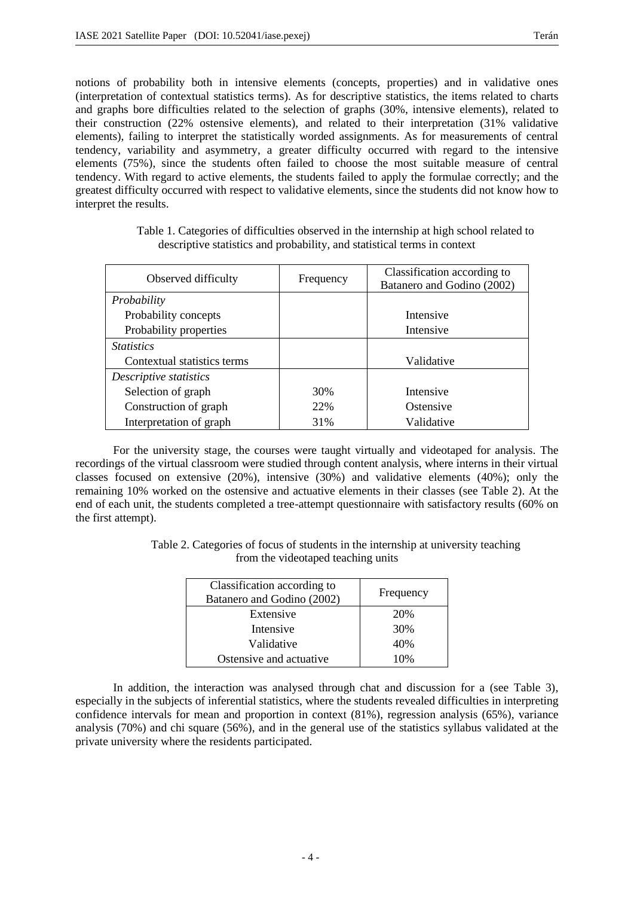notions of probability both in intensive elements (concepts, properties) and in validative ones (interpretation of contextual statistics terms). As for descriptive statistics, the items related to charts and graphs bore difficulties related to the selection of graphs (30%, intensive elements), related to their construction (22% ostensive elements), and related to their interpretation (31% validative elements), failing to interpret the statistically worded assignments. As for measurements of central tendency, variability and asymmetry, a greater difficulty occurred with regard to the intensive elements (75%), since the students often failed to choose the most suitable measure of central tendency. With regard to active elements, the students failed to apply the formulae correctly; and the greatest difficulty occurred with respect to validative elements, since the students did not know how to interpret the results.

Table 1. Categories of difficulties observed in the internship at high school related to descriptive statistics and probability, and statistical terms in context

| Observed difficulty | Frequency | Classification according to Batanero and Godino (2002) |
|---|---|---|
| *Probability* | | |
| Probability concepts | | Intensive |
| Probability properties | | Intensive |
| *Statistics* | | |
| Contextual statistics terms | | Validative |
| *Descriptive statistics* | | |
| Selection of graph | 30% | Intensive |
| Construction of graph | 22% | Ostensive |
| Interpretation of graph | 31% | Validative |

For the university stage, the courses were taught virtually and videotaped for analysis. The recordings of the virtual classroom were studied through content analysis, where interns in their virtual classes focused on extensive (20%), intensive (30%) and validative elements (40%); only the remaining 10% worked on the ostensive and actuative elements in their classes (see Table 2). At the end of each unit, the students completed a tree-attempt questionnaire with satisfactory results (60% on the first attempt).

Table 2. Categories of focus of students in the internship at university teaching from the videotaped teaching units

| Classification according to Batanero and Godino (2002) | Frequency |
|---|---|
| Extensive | 20% |
| Intensive | 30% |
| Validative | 40% |
| Ostensive and actuative | 10% |

In addition, the interaction was analysed through chat and discussion for a (see Table 3), especially in the subjects of inferential statistics, where the students revealed difficulties in interpreting confidence intervals for mean and proportion in context (81%), regression analysis (65%), variance analysis (70%) and chi square (56%), and in the general use of the statistics syllabus validated at the private university where the residents participated.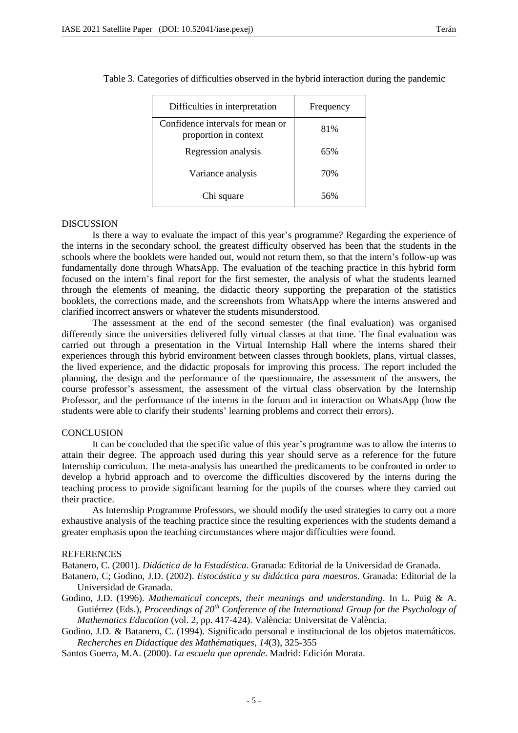Table 3. Categories of difficulties observed in the hybrid interaction during the pandemic

| Difficulties in interpretation | Frequency |
|---|---|
| Confidence intervals for mean or proportion in context | 81% |
| Regression analysis | 65% |
| Variance analysis | 70% |
| Chi square | 56% |

## DISCUSSION

Is there a way to evaluate the impact of this year's programme? Regarding the experience of the interns in the secondary school, the greatest difficulty observed has been that the students in the schools where the booklets were handed out, would not return them, so that the intern's follow-up was fundamentally done through WhatsApp. The evaluation of the teaching practice in this hybrid form focused on the intern's final report for the first semester, the analysis of what the students learned through the elements of meaning, the didactic theory supporting the preparation of the statistics booklets, the corrections made, and the screenshots from WhatsApp where the interns answered and clarified incorrect answers or whatever the students misunderstood.

The assessment at the end of the second semester (the final evaluation) was organised differently since the universities delivered fully virtual classes at that time. The final evaluation was carried out through a presentation in the Virtual Internship Hall where the interns shared their experiences through this hybrid environment between classes through booklets, plans, virtual classes, the lived experience, and the didactic proposals for improving this process. The report included the planning, the design and the performance of the questionnaire, the assessment of the answers, the course professor's assessment, the assessment of the virtual class observation by the Internship Professor, and the performance of the interns in the forum and in interaction on WhatsApp (how the students were able to clarify their students' learning problems and correct their errors).

## CONCLUSION

It can be concluded that the specific value of this year's programme was to allow the interns to attain their degree. The approach used during this year should serve as a reference for the future Internship curriculum. The meta-analysis has unearthed the predicaments to be confronted in order to develop a hybrid approach and to overcome the difficulties discovered by the interns during the teaching process to provide significant learning for the pupils of the courses where they carried out their practice.

As Internship Programme Professors, we should modify the used strategies to carry out a more exhaustive analysis of the teaching practice since the resulting experiences with the students demand a greater emphasis upon the teaching circumstances where major difficulties were found.

## REFERENCES

Batanero, C. (2001). *Didáctica de la Estadística*. Granada: Editorial de la Universidad de Granada.

Batanero, C; Godino, J.D. (2002). *Estocástica y su didáctica para maestros*. Granada: Editorial de la Universidad de Granada.

Godino, J.D. (1996). *Mathematical concepts, their meanings and understanding*. In L. Puig & A. Gutiérrez (Eds.), *Proceedings of 20th Conference of the International Group for the Psychology of Mathematics Education* (vol. 2, pp. 417-424). València: Universitat de València.

Godino, J.D. & Batanero, C. (1994). Significado personal e institucional de los objetos matemáticos. *Recherches en Didactique des Mathématiques*, *14*(3), 325-355

Santos Guerra, M.A. (2000). *La escuela que aprende*. Madrid: Edición Morata.